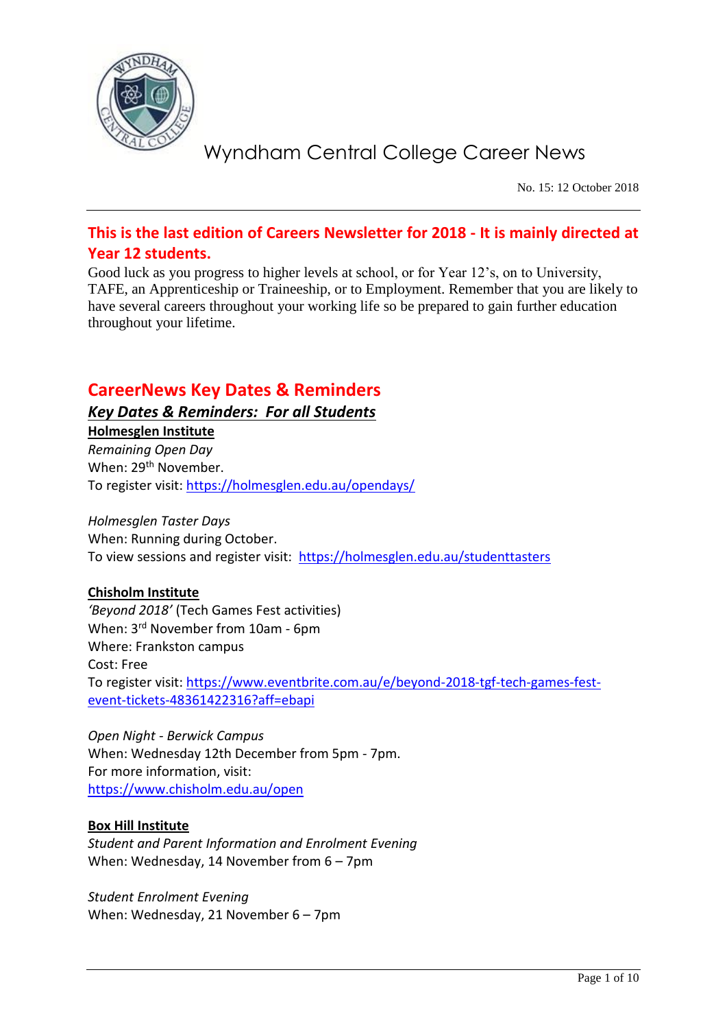# Wyndham Central College Career News

No. 15: 12 October 2018

## This is the last edition of Careers Newsletter for 2018 - It is mainly directed at Year 12 students.

Good luck as you progress to higher levels at school, or for Year 12's, on to University, TAFE, an Apprenticeship or Traineeship, or to Employment. Remember that you are likely to have several careers throughout your working life so be prepared to gain further education throughout your lifetime.

## CareerNews Key Dates & Reminders

### ***Key Dates & Reminders: For all Students***

**Holmesglen Institute**

*Remaining Open Day*
When: 29th November.
To register visit: https://holmesglen.edu.au/opendays/

*Holmesglen Taster Days*
When: Running during October.
To view sessions and register visit: https://holmesglen.edu.au/studenttasters

**Chisholm Institute**

*'Beyond 2018'* (Tech Games Fest activities)
When: 3rd November from 10am - 6pm
Where: Frankston campus
Cost: Free
To register visit: https://www.eventbrite.com.au/e/beyond-2018-tgf-tech-games-fest-event-tickets-48361422316?aff=ebapi

*Open Night - Berwick Campus*
When: Wednesday 12th December from 5pm - 7pm.
For more information, visit:
https://www.chisholm.edu.au/open

**Box Hill Institute**

*Student and Parent Information and Enrolment Evening*
When: Wednesday, 14 November from 6 – 7pm

*Student Enrolment Evening*
When: Wednesday, 21 November 6 – 7pm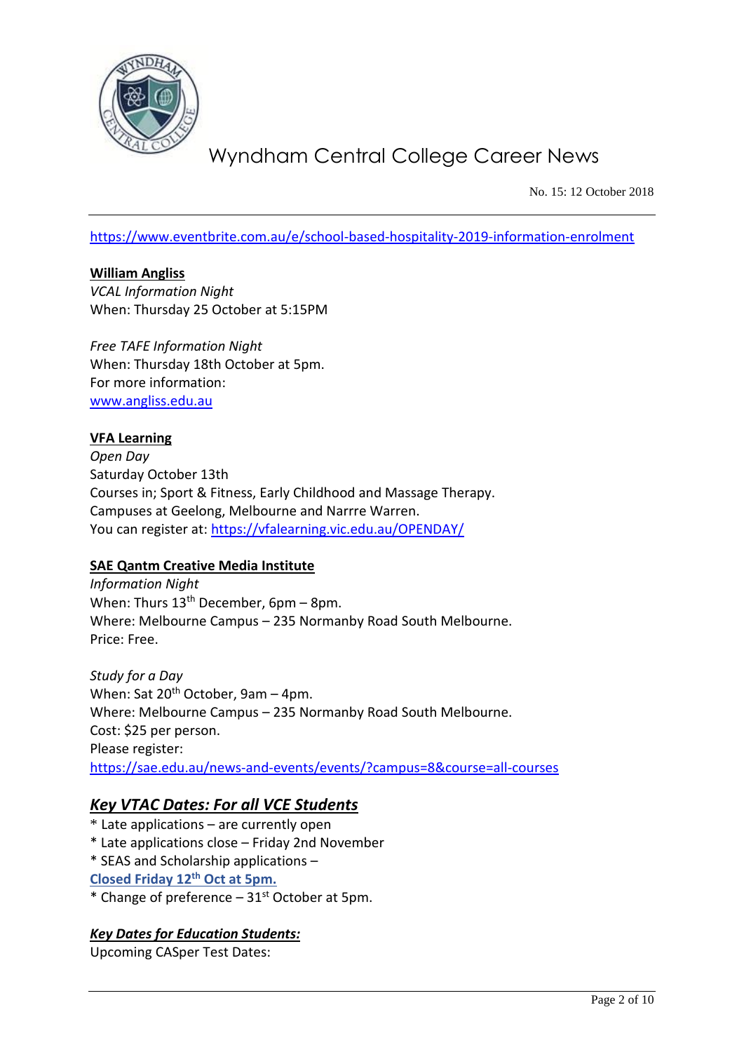https://www.eventbrite.com.au/e/school-based-hospitality-2019-information-enrolment

**William Angliss**
*VCAL Information Night*
When: Thursday 25 October at 5:15PM

*Free TAFE Information Night*
When: Thursday 18th October at 5pm.
For more information:
www.angliss.edu.au

**VFA Learning**
*Open Day*
Saturday October 13th
Courses in; Sport & Fitness, Early Childhood and Massage Therapy.
Campuses at Geelong, Melbourne and Narrre Warren.
You can register at: https://vfalearning.vic.edu.au/OPENDAY/

**SAE Qantm Creative Media Institute**
*Information Night*
When: Thurs 13th December, 6pm – 8pm.
Where: Melbourne Campus – 235 Normanby Road South Melbourne.
Price: Free.

*Study for a Day*
When: Sat 20th October, 9am – 4pm.
Where: Melbourne Campus – 235 Normanby Road South Melbourne.
Cost: $25 per person.
Please register:
https://sae.edu.au/news-and-events/events/?campus=8&course=all-courses

## ***Key VTAC Dates: For all VCE Students***

* Late applications – are currently open
* Late applications close – Friday 2nd November
* SEAS and Scholarship applications – **Closed Friday 12th Oct at 5pm.**
* Change of preference – 31st October at 5pm.

### ***Key Dates for Education Students:***

Upcoming CASper Test Dates: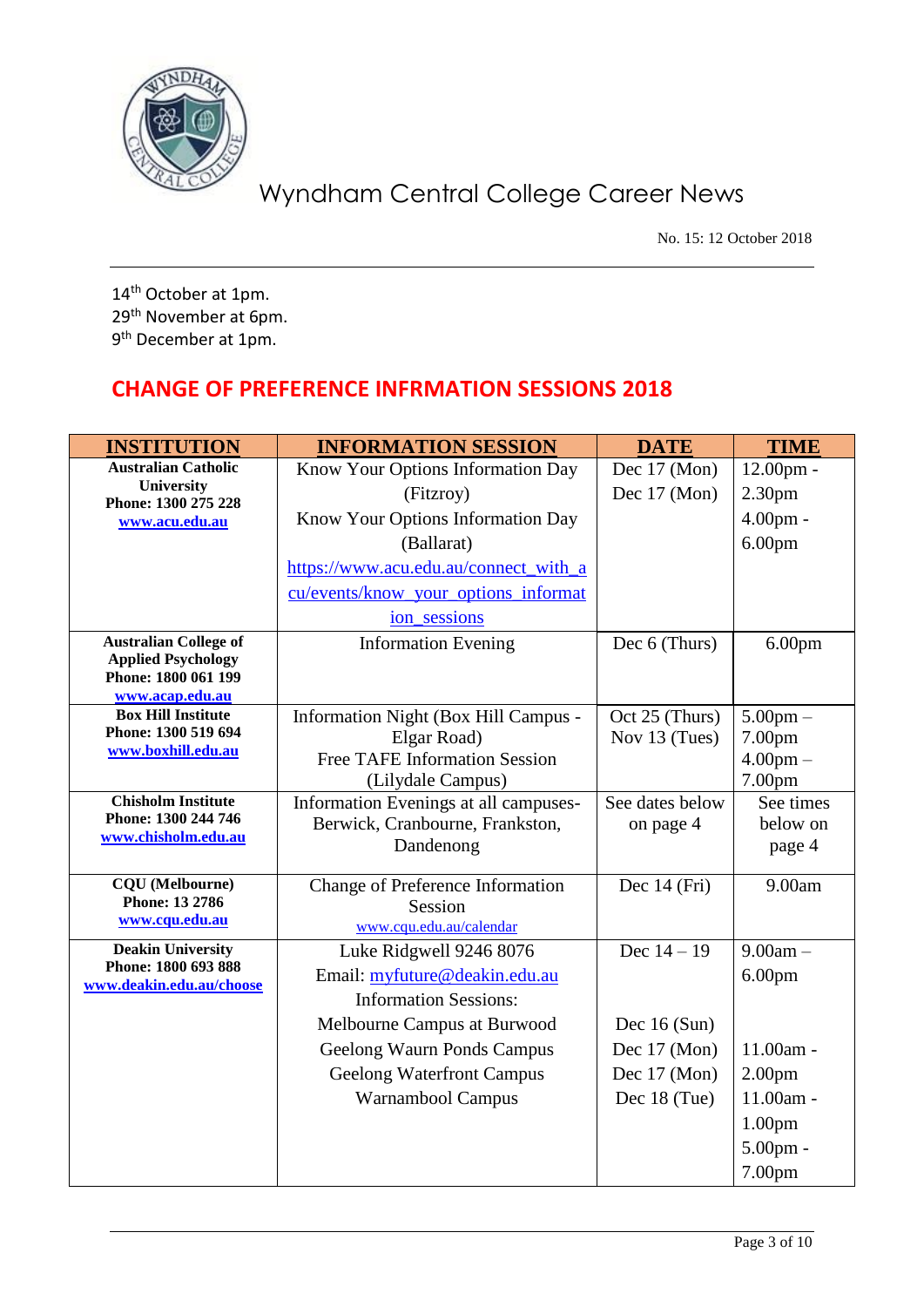14th October at 1pm.
29th November at 6pm.
9th December at 1pm.

## CHANGE OF PREFERENCE INFRMATION SESSIONS 2018

| INSTITUTION | INFORMATION SESSION | DATE | TIME |
|---|---|---|---|
| **Australian Catholic University**<br>**Phone: 1300 275 228**<br>**www.acu.edu.au** | Know Your Options Information Day (Fitzroy)<br>Know Your Options Information Day (Ballarat)<br>https://www.acu.edu.au/connect_with_acu/events/know_your_options_information_sessions | Dec 17 (Mon)<br>Dec 17 (Mon) | 12.00pm - 2.30pm<br>4.00pm - 6.00pm |
| **Australian College of Applied Psychology**<br>**Phone: 1800 061 199**<br>**www.acap.edu.au** | Information Evening | Dec 6 (Thurs) | 6.00pm |
| **Box Hill Institute**<br>**Phone: 1300 519 694**<br>**www.boxhill.edu.au** | Information Night (Box Hill Campus - Elgar Road)<br>Free TAFE Information Session (Lilydale Campus) | Oct 25 (Thurs)<br>Nov 13 (Tues) | 5.00pm – 7.00pm<br>4.00pm – 7.00pm |
| **Chisholm Institute**<br>**Phone: 1300 244 746**<br>**www.chisholm.edu.au** | Information Evenings at all campuses- Berwick, Cranbourne, Frankston, Dandenong | See dates below on page 4 | See times below on page 4 |
| **CQU (Melbourne)**<br>**Phone: 13 2786**<br>**www.cqu.edu.au** | Change of Preference Information Session<br>www.cqu.edu.au/calendar | Dec 14 (Fri) | 9.00am |
| **Deakin University**<br>**Phone: 1800 693 888**<br>**www.deakin.edu.au/choose** | Luke Ridgwell 9246 8076<br>Email: myfuture@deakin.edu.au<br>Information Sessions:<br>Melbourne Campus at Burwood<br>Geelong Waurn Ponds Campus<br>Geelong Waterfront Campus<br>Warnambool Campus | Dec 14 – 19<br><br><br>Dec 16 (Sun)<br>Dec 17 (Mon)<br>Dec 17 (Mon)<br>Dec 18 (Tue) | 9.00am – 6.00pm<br><br>11.00am - 2.00pm<br>11.00am - 1.00pm<br>5.00pm - 7.00pm |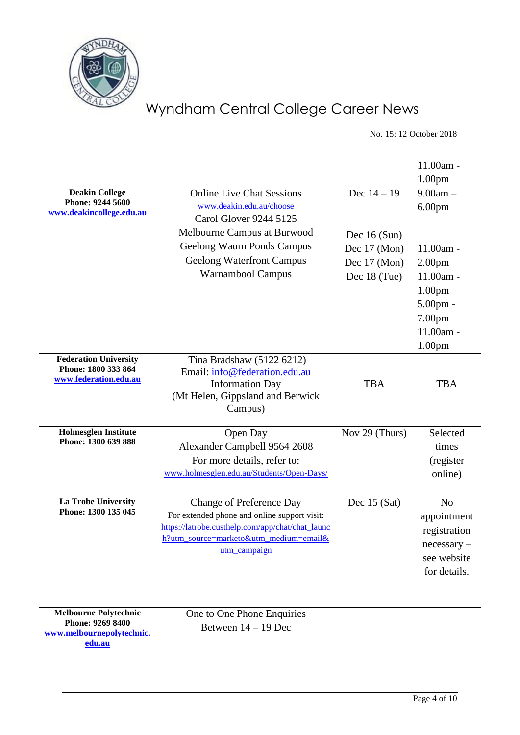# Wyndham Central College Career News

No. 15: 12 October 2018

| | | | |
|---|---|---|---|
| | | | 11.00am - 1.00pm |
| **Deakin College** **Phone: 9244 5600** **www.deakincollege.edu.au** | Online Live Chat Sessions www.deakin.edu.au/choose Carol Glover 9244 5125 Melbourne Campus at Burwood Geelong Waurn Ponds Campus Geelong Waterfront Campus Warnambool Campus | Dec 14 – 19 <br><br> Dec 16 (Sun) Dec 17 (Mon) Dec 17 (Mon) Dec 18 (Tue) | 9.00am – 6.00pm <br><br> 11.00am - 2.00pm 11.00am - 1.00pm 5.00pm - 7.00pm 11.00am - 1.00pm |
| **Federation University** **Phone: 1800 333 864** **www.federation.edu.au** | Tina Bradshaw (5122 6212) Email: info@federation.edu.au Information Day (Mt Helen, Gippsland and Berwick Campus) | TBA | TBA |
| **Holmesglen Institute** **Phone: 1300 639 888** | Open Day Alexander Campbell 9564 2608 For more details, refer to: www.holmesglen.edu.au/Students/Open-Days/ | Nov 29 (Thurs) | Selected times (register online) |
| **La Trobe University** **Phone: 1300 135 045** | Change of Preference Day For extended phone and online support visit: https://latrobe.custhelp.com/app/chat/chat_launch?utm_source=marketo&utm_medium=email&utm_campaign | Dec 15 (Sat) | No appointment registration necessary – see website for details. |
| **Melbourne Polytechnic** **Phone: 9269 8400** **www.melbournepolytechnic.edu.au** | One to One Phone Enquiries Between 14 – 19 Dec | | |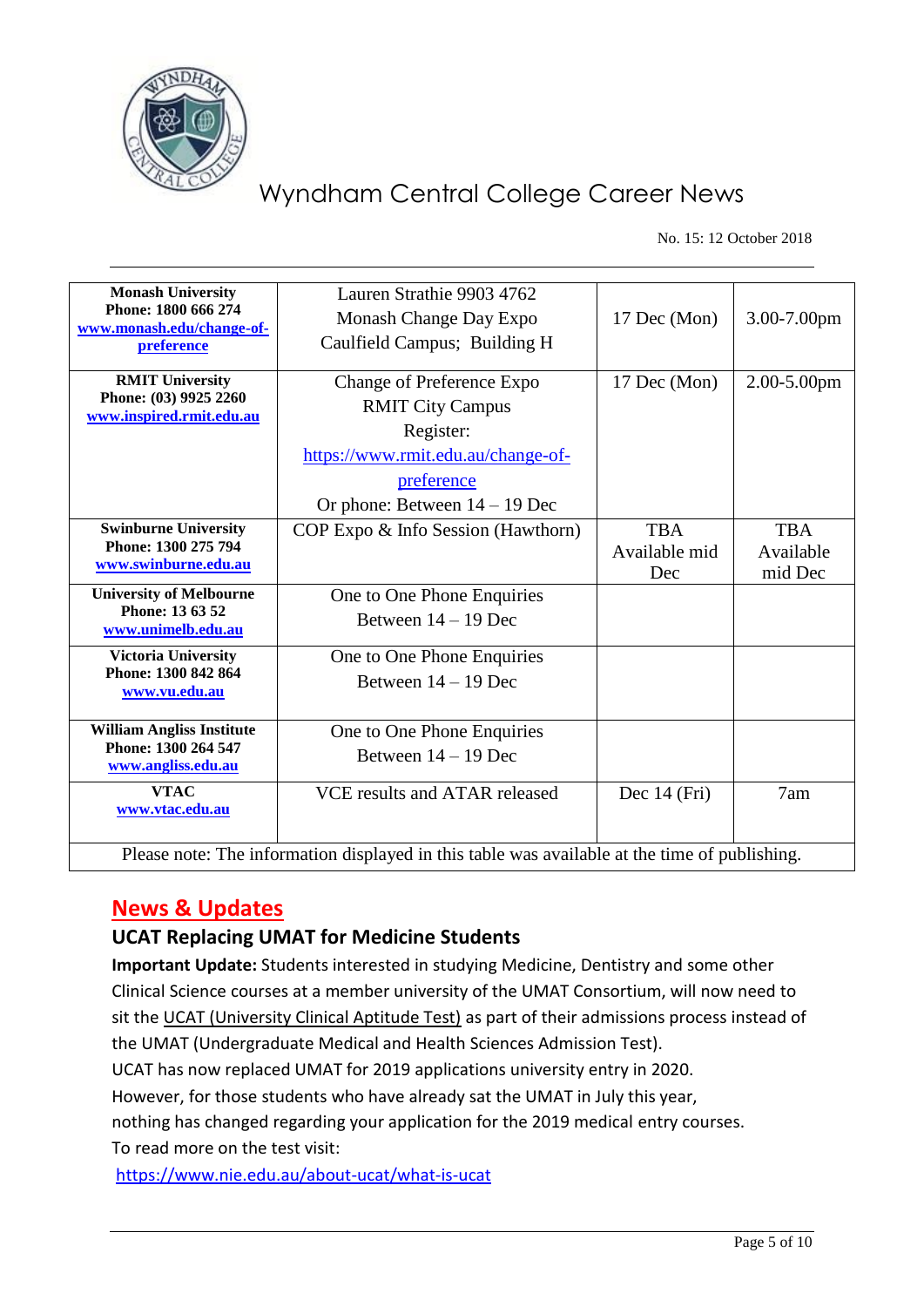| Institution | Event | Date | Time |
|---|---|---|---|
| **Monash University** **Phone: 1800 666 274** **www.monash.edu/change-of-preference** | Lauren Strathie 9903 4762 Monash Change Day Expo Caulfield Campus; Building H | 17 Dec (Mon) | 3.00-7.00pm |
| **RMIT University** **Phone: (03) 9925 2260** **www.inspired.rmit.edu.au** | Change of Preference Expo RMIT City Campus Register: https://www.rmit.edu.au/change-of-preference Or phone: Between 14 – 19 Dec | 17 Dec (Mon) | 2.00-5.00pm |
| **Swinburne University** **Phone: 1300 275 794** **www.swinburne.edu.au** | COP Expo & Info Session (Hawthorn) | TBA Available mid Dec | TBA Available mid Dec |
| **University of Melbourne** **Phone: 13 63 52** **www.unimelb.edu.au** | One to One Phone Enquiries Between 14 – 19 Dec | | |
| **Victoria University** **Phone: 1300 842 864** **www.vu.edu.au** | One to One Phone Enquiries Between 14 – 19 Dec | | |
| **William Angliss Institute** **Phone: 1300 264 547** **www.angliss.edu.au** | One to One Phone Enquiries Between 14 – 19 Dec | | |
| **VTAC** **www.vtac.edu.au** | VCE results and ATAR released | Dec 14 (Fri) | 7am |

Please note: The information displayed in this table was available at the time of publishing.

## News & Updates

### UCAT Replacing UMAT for Medicine Students

**Important Update:** Students interested in studying Medicine, Dentistry and some other Clinical Science courses at a member university of the UMAT Consortium, will now need to sit the UCAT (University Clinical Aptitude Test) as part of their admissions process instead of the UMAT (Undergraduate Medical and Health Sciences Admission Test).

UCAT has now replaced UMAT for 2019 applications university entry in 2020.

However, for those students who have already sat the UMAT in July this year, nothing has changed regarding your application for the 2019 medical entry courses.

To read more on the test visit:

https://www.nie.edu.au/about-ucat/what-is-ucat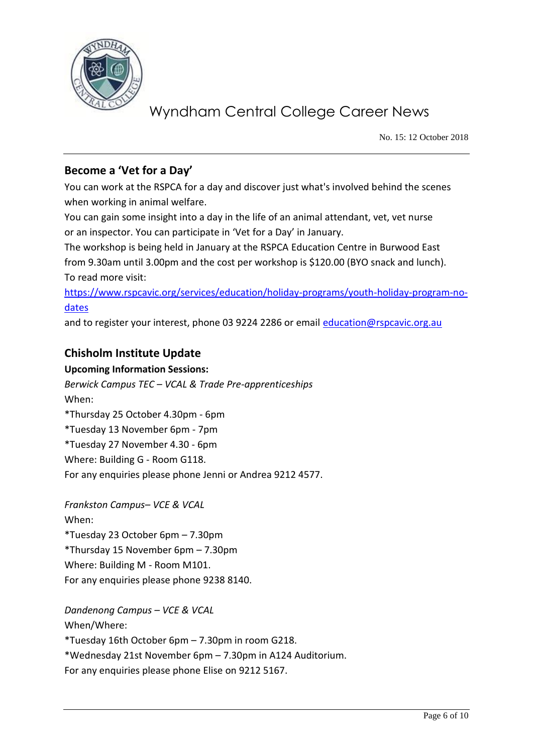# Wyndham Central College Career News

No. 15: 12 October 2018

## Become a 'Vet for a Day'

You can work at the RSPCA for a day and discover just what's involved behind the scenes when working in animal welfare.

You can gain some insight into a day in the life of an animal attendant, vet, vet nurse or an inspector. You can participate in 'Vet for a Day' in January.

The workshop is being held in January at the RSPCA Education Centre in Burwood East from 9.30am until 3.00pm and the cost per workshop is $120.00 (BYO snack and lunch).

To read more visit:

[https://www.rspcavic.org/services/education/holiday-programs/youth-holiday-program-no-dates](https://www.rspcavic.org/services/education/holiday-programs/youth-holiday-program-no-dates)

and to register your interest, phone 03 9224 2286 or email [education@rspcavic.org.au](mailto:education@rspcavic.org.au)

## Chisholm Institute Update

**Upcoming Information Sessions:**

*Berwick Campus TEC – VCAL & Trade Pre-apprenticeships*

When:

*Thursday 25 October 4.30pm - 6pm

*Tuesday 13 November 6pm - 7pm

*Tuesday 27 November 4.30 - 6pm

Where: Building G - Room G118.

For any enquiries please phone Jenni or Andrea 9212 4577.

*Frankston Campus– VCE & VCAL*

When:

*Tuesday 23 October 6pm – 7.30pm

*Thursday 15 November 6pm – 7.30pm

Where: Building M - Room M101.

For any enquiries please phone 9238 8140.

*Dandenong Campus – VCE & VCAL*

When/Where:

*Tuesday 16th October 6pm – 7.30pm in room G218.

*Wednesday 21st November 6pm – 7.30pm in A124 Auditorium.

For any enquiries please phone Elise on 9212 5167.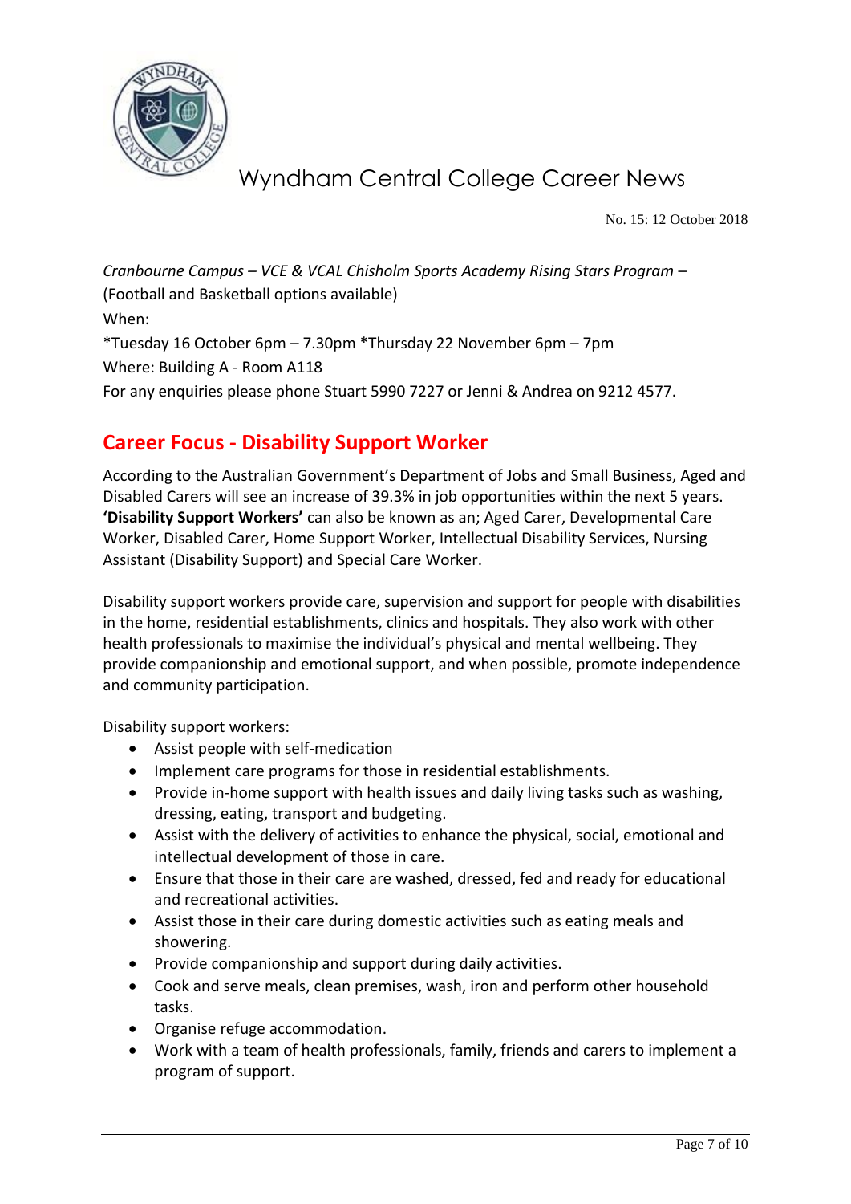*Cranbourne Campus – VCE & VCAL Chisholm Sports Academy Rising Stars Program –*
(Football and Basketball options available)
When:
*Tuesday 16 October 6pm – 7.30pm *Thursday 22 November 6pm – 7pm
Where: Building A - Room A118
For any enquiries please phone Stuart 5990 7227 or Jenni & Andrea on 9212 4577.

## Career Focus - Disability Support Worker

According to the Australian Government's Department of Jobs and Small Business, Aged and Disabled Carers will see an increase of 39.3% in job opportunities within the next 5 years. **'Disability Support Workers'** can also be known as an; Aged Carer, Developmental Care Worker, Disabled Carer, Home Support Worker, Intellectual Disability Services, Nursing Assistant (Disability Support) and Special Care Worker.

Disability support workers provide care, supervision and support for people with disabilities in the home, residential establishments, clinics and hospitals. They also work with other health professionals to maximise the individual's physical and mental wellbeing. They provide companionship and emotional support, and when possible, promote independence and community participation.

Disability support workers:

- Assist people with self-medication
- Implement care programs for those in residential establishments.
- Provide in-home support with health issues and daily living tasks such as washing, dressing, eating, transport and budgeting.
- Assist with the delivery of activities to enhance the physical, social, emotional and intellectual development of those in care.
- Ensure that those in their care are washed, dressed, fed and ready for educational and recreational activities.
- Assist those in their care during domestic activities such as eating meals and showering.
- Provide companionship and support during daily activities.
- Cook and serve meals, clean premises, wash, iron and perform other household tasks.
- Organise refuge accommodation.
- Work with a team of health professionals, family, friends and carers to implement a program of support.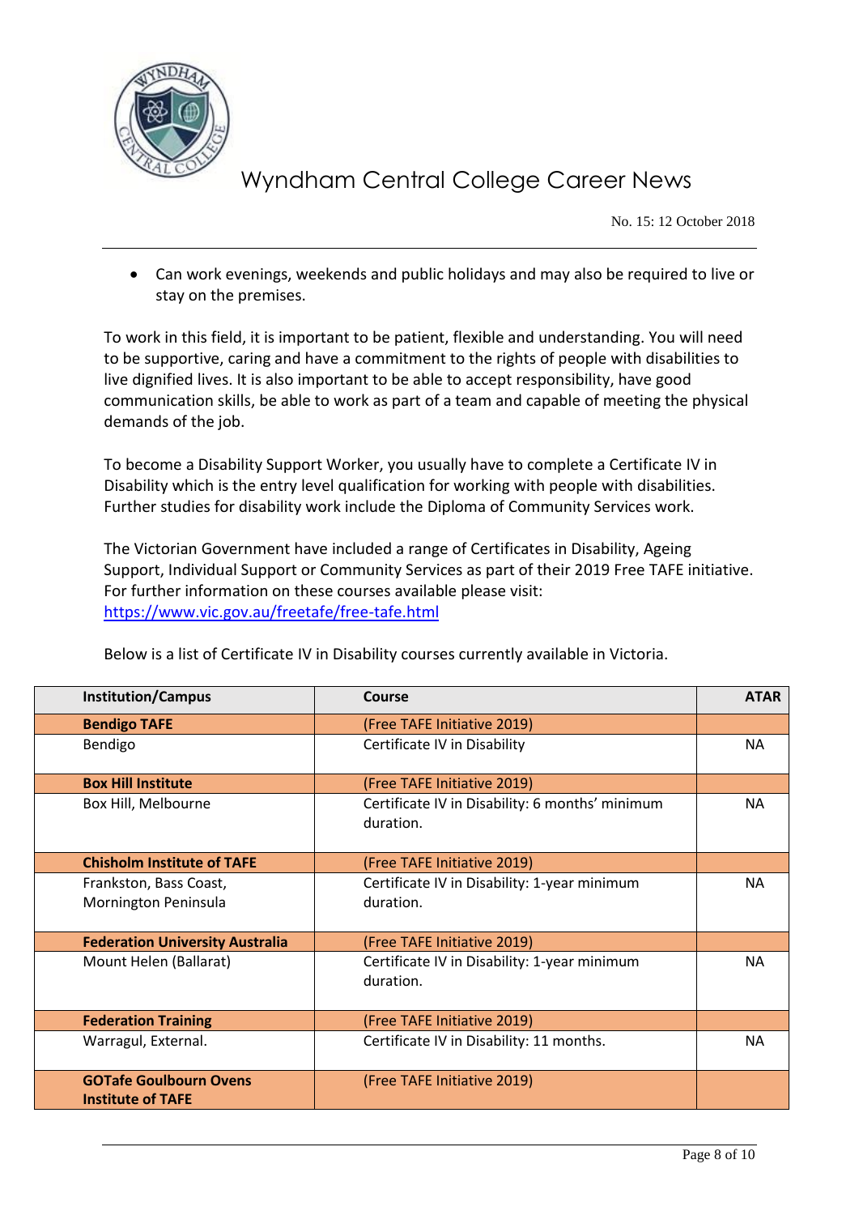- Can work evenings, weekends and public holidays and may also be required to live or stay on the premises.

To work in this field, it is important to be patient, flexible and understanding. You will need to be supportive, caring and have a commitment to the rights of people with disabilities to live dignified lives. It is also important to be able to accept responsibility, have good communication skills, be able to work as part of a team and capable of meeting the physical demands of the job.

To become a Disability Support Worker, you usually have to complete a Certificate IV in Disability which is the entry level qualification for working with people with disabilities. Further studies for disability work include the Diploma of Community Services work.

The Victorian Government have included a range of Certificates in Disability, Ageing Support, Individual Support or Community Services as part of their 2019 Free TAFE initiative. For further information on these courses available please visit: [https://www.vic.gov.au/freetafe/free-tafe.html](https://www.vic.gov.au/freetafe/free-tafe.html)

Below is a list of Certificate IV in Disability courses currently available in Victoria.

| Institution/Campus | Course | ATAR |
|---|---|---|
| **Bendigo TAFE** | (Free TAFE Initiative 2019) | |
| Bendigo | Certificate IV in Disability | NA |
| **Box Hill Institute** | (Free TAFE Initiative 2019) | |
| Box Hill, Melbourne | Certificate IV in Disability: 6 months' minimum duration. | NA |
| **Chisholm Institute of TAFE** | (Free TAFE Initiative 2019) | |
| Frankston, Bass Coast, Mornington Peninsula | Certificate IV in Disability: 1-year minimum duration. | NA |
| **Federation University Australia** | (Free TAFE Initiative 2019) | |
| Mount Helen (Ballarat) | Certificate IV in Disability: 1-year minimum duration. | NA |
| **Federation Training** | (Free TAFE Initiative 2019) | |
| Warragul, External. | Certificate IV in Disability: 11 months. | NA |
| **GOTafe Goulbourn Ovens Institute of TAFE** | (Free TAFE Initiative 2019) | |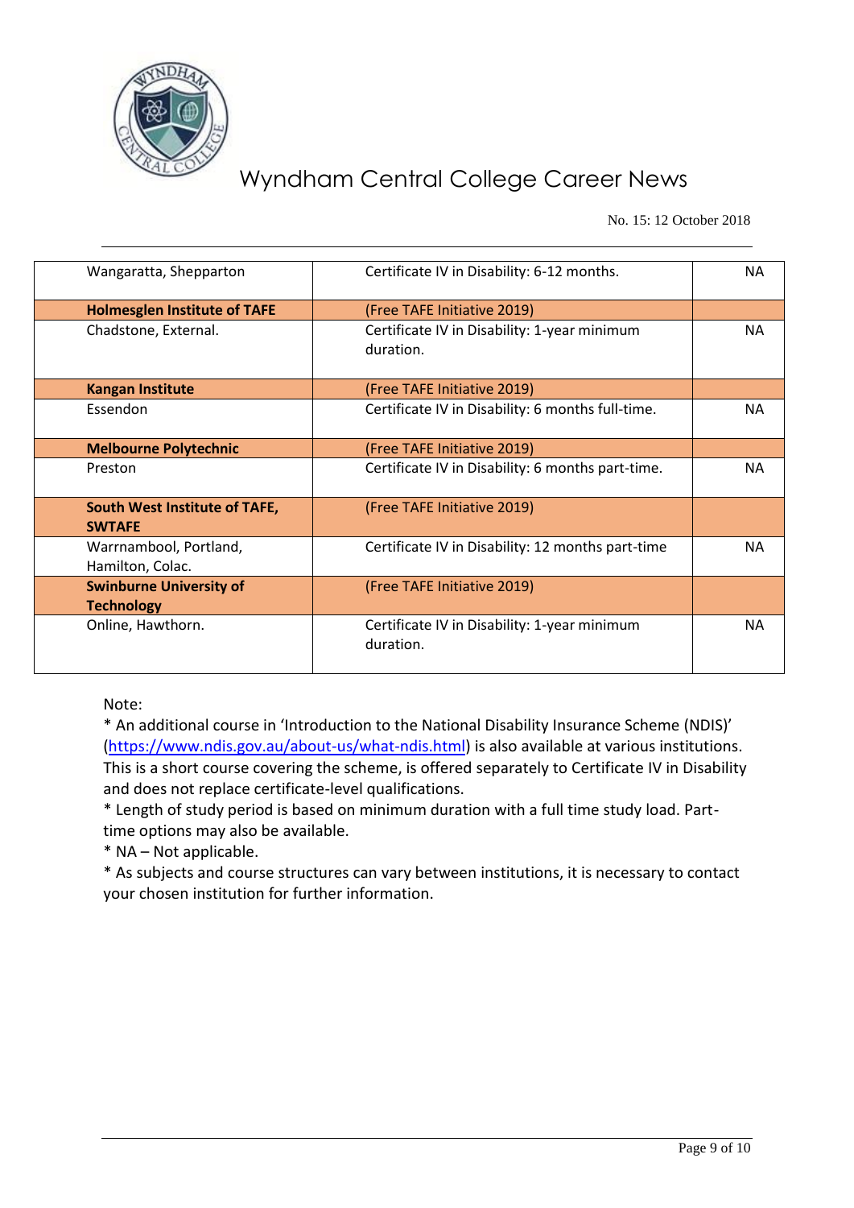| | | |
|---|---|---|
| Wangaratta, Shepparton | Certificate IV in Disability: 6-12 months. | NA |
| **Holmesglen Institute of TAFE** | (Free TAFE Initiative 2019) | |
| Chadstone, External. | Certificate IV in Disability: 1-year minimum duration. | NA |
| **Kangan Institute** | (Free TAFE Initiative 2019) | |
| Essendon | Certificate IV in Disability: 6 months full-time. | NA |
| **Melbourne Polytechnic** | (Free TAFE Initiative 2019) | |
| Preston | Certificate IV in Disability: 6 months part-time. | NA |
| **South West Institute of TAFE, SWTAFE** | (Free TAFE Initiative 2019) | |
| Warrnambool, Portland, Hamilton, Colac. | Certificate IV in Disability: 12 months part-time | NA |
| **Swinburne University of Technology** | (Free TAFE Initiative 2019) | |
| Online, Hawthorn. | Certificate IV in Disability: 1-year minimum duration. | NA |

Note:

* An additional course in 'Introduction to the National Disability Insurance Scheme (NDIS)' (https://www.ndis.gov.au/about-us/what-ndis.html) is also available at various institutions. This is a short course covering the scheme, is offered separately to Certificate IV in Disability and does not replace certificate-level qualifications.
* Length of study period is based on minimum duration with a full time study load. Part-time options may also be available.
* NA – Not applicable.
* As subjects and course structures can vary between institutions, it is necessary to contact your chosen institution for further information.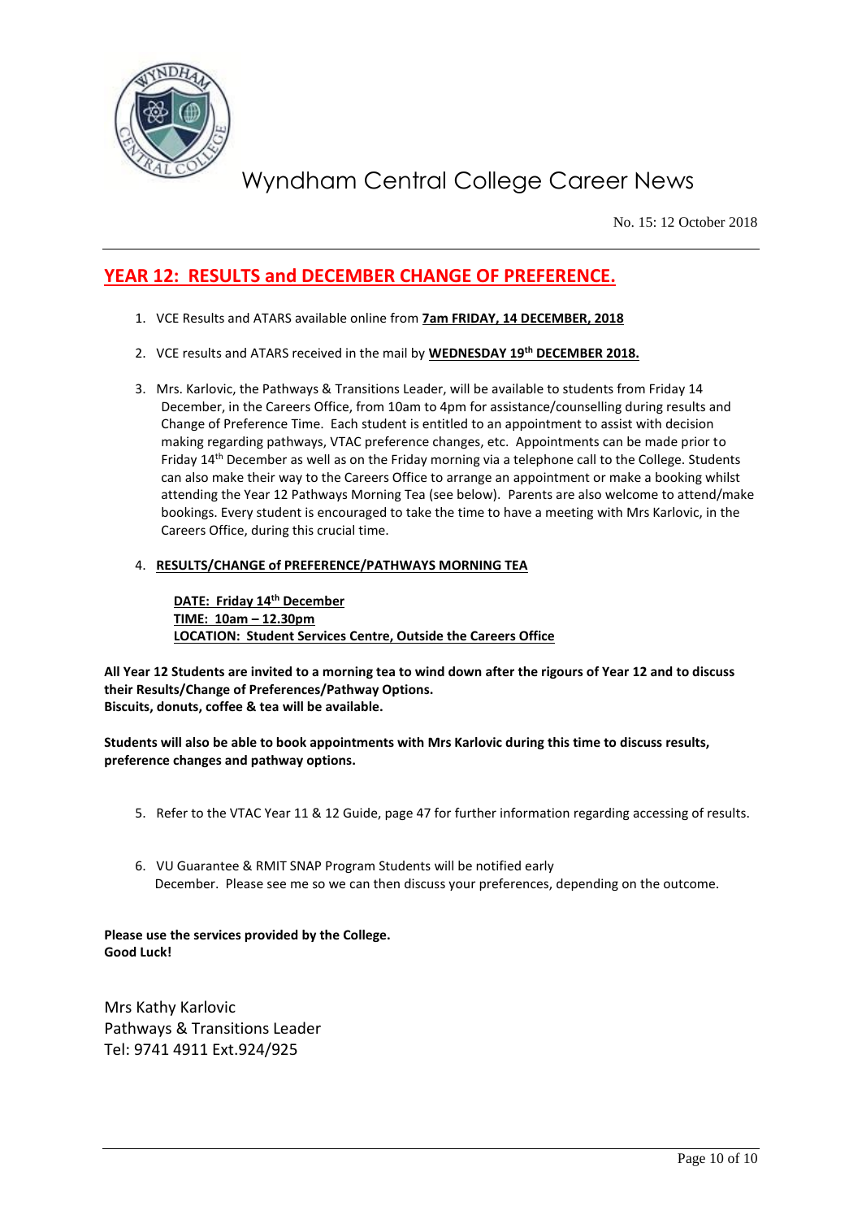# Wyndham Central College Career News

No. 15: 12 October 2018

## YEAR 12: RESULTS and DECEMBER CHANGE OF PREFERENCE.

1. VCE Results and ATARS available online from **7am FRIDAY, 14 DECEMBER, 2018**
2. VCE results and ATARS received in the mail by **WEDNESDAY 19th DECEMBER 2018.**
3. Mrs. Karlovic, the Pathways & Transitions Leader, will be available to students from Friday 14 December, in the Careers Office, from 10am to 4pm for assistance/counselling during results and Change of Preference Time. Each student is entitled to an appointment to assist with decision making regarding pathways, VTAC preference changes, etc. Appointments can be made prior to Friday 14th December as well as on the Friday morning via a telephone call to the College. Students can also make their way to the Careers Office to arrange an appointment or make a booking whilst attending the Year 12 Pathways Morning Tea (see below). Parents are also welcome to attend/make bookings. Every student is encouraged to take the time to have a meeting with Mrs Karlovic, in the Careers Office, during this crucial time.
4. **RESULTS/CHANGE of PREFERENCE/PATHWAYS MORNING TEA**

   **DATE: Friday 14th December**
   **TIME: 10am – 12.30pm**
   **LOCATION: Student Services Centre, Outside the Careers Office**

**All Year 12 Students are invited to a morning tea to wind down after the rigours of Year 12 and to discuss their Results/Change of Preferences/Pathway Options.**
**Biscuits, donuts, coffee & tea will be available.**

**Students will also be able to book appointments with Mrs Karlovic during this time to discuss results, preference changes and pathway options.**

5. Refer to the VTAC Year 11 & 12 Guide, page 47 for further information regarding accessing of results.
6. VU Guarantee & RMIT SNAP Program Students will be notified early December. Please see me so we can then discuss your preferences, depending on the outcome.

**Please use the services provided by the College.**
**Good Luck!**

Mrs Kathy Karlovic
Pathways & Transitions Leader
Tel: 9741 4911 Ext.924/925